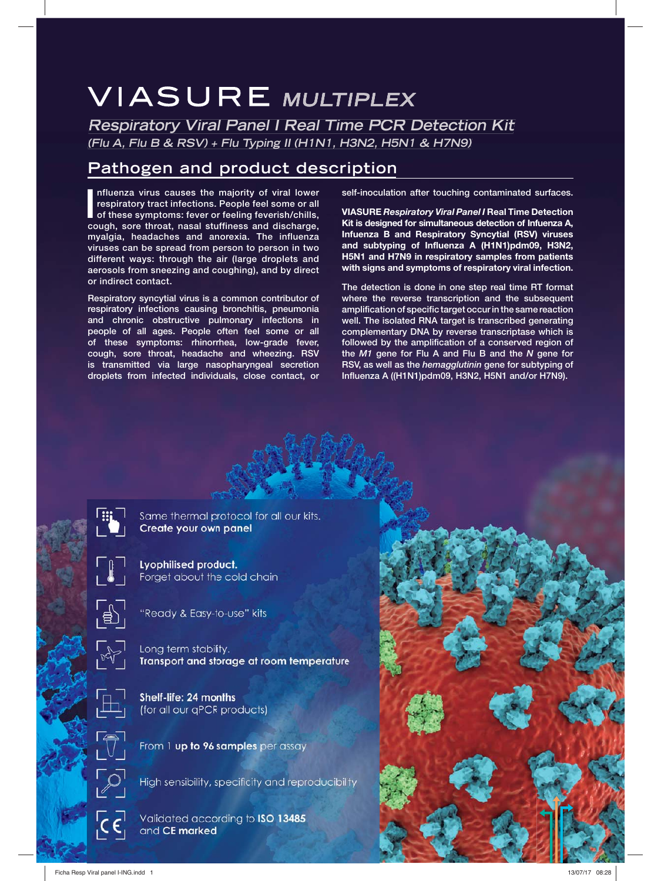# VIASURE *MULTIPLEX*

## *Respiratory Viral Panel I Real Time PCR Detection Kit*

*(Flu A, Flu B & RSV) + Flu Typing II (H1N1, H3N2, H5N1 & H7N9)*

## Pathogen and product description

Influenza virus causes the majority of viral lower respiratory tract infections. People feel some or all of these symptoms: fever or feeling feverish/chills, cough, sore throat, nasal stuffiness and discharge, myalgia, headaches and anorexia. The influenza viruses can be spread from person to person in two different ways: through the air (large droplets and aerosols from sneezing and coughing), and by direct or indirect contact.

Respiratory syncytial virus is a common contributor of respiratory infections causing bronchitis, pneumonia and chronic obstructive pulmonary infections in people of all ages. People often feel some or all of these symptoms: rhinorrhea, low-grade fever, cough, sore throat, headache and wheezing. RSV is transmitted via large nasopharyngeal secretion droplets from infected individuals, close contact, or self-inoculation after touching contaminated surfaces.

**VIASURE *Respiratory Viral Panel I* Real Time Detection Kit is designed for simultaneous detection of Influenza A, Infuenza B and Respiratory Syncytial (RSV) viruses and subtyping of Influenza A (H1N1)pdm09, H3N2, H5N1 and H7N9 in respiratory samples from patients with signs and symptoms of respiratory viral infection.**

The detection is done in one step real time RT format where the reverse transcription and the subsequent amplification of specific target occur in the same reaction well. The isolated RNA target is transcribed generating complementary DNA by reverse transcriptase which is followed by the amplification of a conserved region of the *M1* gene for Flu A and Flu B and the *N* gene for RSV, as well as the *hemagglutinin* gene for subtyping of Influenza A ((H1N1)pdm09, H3N2, H5N1 and/or H7N9).

- Same thermal protocol for all our kits. **Create your own panel**
- **Lyophilised product.** Forget about the cold chain
- "Ready & Easy-to-use" kits
- Long term stability. **Transport and storage at room temperature**
- **Shelf-life: 24 months** (for all our qPCR products)
- From 1 **up to 96 samples** per assay
- High sensibility, specificity and reproducibility
- Validated according to **ISO 13485** and **CE marked**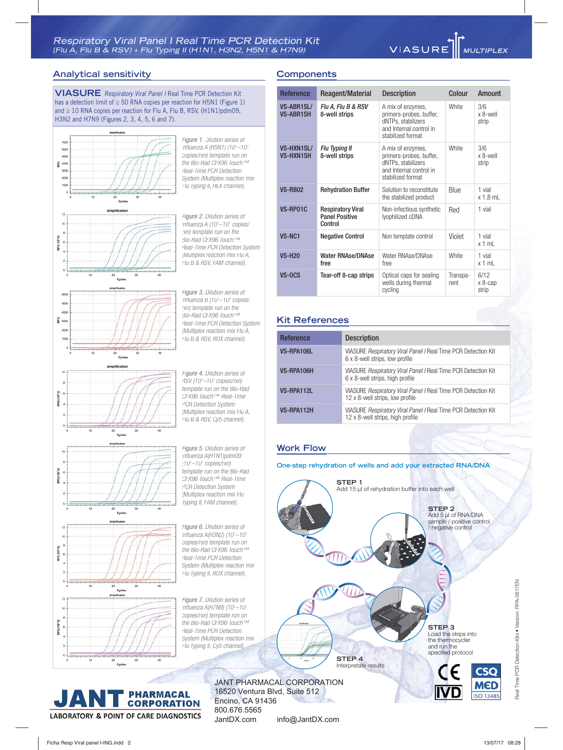## Analytical sensitivity

**VIASURE** *Respiratory Viral Panel I* Real Time PCR Detection Kit has a detection limit of ≥ 50 RNA copies per reaction for H5N1 (Figure 1) and ≥ 10 RNA copies per reaction for Flu A, Flu B, RSV, (H1N1)pdm09, H3N2 and H7N9 (Figures 2, 3, 4, 5, 6 and 7).

*Figure 1. Dilution series of Influenza A (H5N1) ($10^7$–$10^1$ copies/rxn) template run on the Bio-Rad CFX96 Touch™ Real-Time PCR Detection System (Multiplex reaction mix Flu Typing II, HEX channel).*

*Figure 2. Dilution series of Influenza A ($10^7$–$10^1$ copies/rxn) template run on the Bio-Rad CFX96 Touch™ Real-Time PCR Detection System (Multiplex reaction mix Flu A, Flu B & RSV, FAM channel).*

*Figure 3. Dilution series of Influenza B ($10^7$–$10^1$ copies/rxn) template run on the Bio-Rad CFX96 Touch™ Real-Time PCR Detection System (Multiplex reaction mix Flu A, Flu B & RSV, ROX channel).*

*Figure 4. Dilution series of RSV ($10^7$–$10^1$ copies/rxn) template run on the Bio-Rad CFX96 Touch™ Real-Time PCR Detection System (Multiplex reaction mix Flu A, Flu B & RSV, Cy5 channel).*

*Figure 5. Dilution series of Influenza A(H1N1)pdm09 ($10^7$–$10^1$ copies/rxn) template run on the Bio-Rad CFX96 Touch™ Real-Time PCR Detection System (Multiplex reaction mix Flu Typing II, FAM channel).*

*Figure 6. Dilution series of Influenza A(H3N2) ($10^7$–$10^1$ copies/rxn) template run on the Bio-Rad CFX96 Touch™ Real-Time PCR Detection System (Multiplex reaction mix Flu Typing II, ROX channel).*

*Figure 7. Dilution series of Influenza A(H7N9) ($10^7$–$10^1$ copies/rxn) template run on the Bio-Rad CFX96 Touch™ Real-Time PCR Detection System (Multiplex reaction mix Flu Typing II, Cy5 channel).*

## Components

| Reference | Reagent/Material | Description | Colour | Amount |
|---|---|---|---|---|
| VS-ABR1SL/ VS-ABR1SH | *Flu A, Flu B & RSV* 8-well strips | A mix of enzymes, primers-probes, buffer, dNTPs, stabilizers and Internal control in stabilized format | White | 3/6 x 8-well strip |
| VS-HXN1SL/ VS-HXN1SH | *Flu Typing II* 8-well strips | A mix of enzymes, primers-probes, buffer, dNTPs, stabilizers and Internal control in stabilized format | White | 3/6 x 8-well strip |
| VS-RB02 | Rehydration Buffer | Solution to reconstitute the stabilized product | Blue | 1 vial x 1,8 mL |
| VS-RP01C | Respiratory Viral Panel Positive Control | Non-infectious synthetic lyophilized cDNA | Red | 1 vial |
| VS-NC1 | Negative Control | Non template control | Violet | 1 vial x 1 mL |
| VS-H20 | Water RNAse/DNAse free | Water RNAse/DNAse free | White | 1 vial x 1 mL |
| VS-OCS | Tear-off 8-cap strips | Optical caps for sealing wells during thermal cycling | Transparent | 6/12 x 8-cap strip |

## Kit References

| Reference | Description |
|---|---|
| VS-RPA106L | VIASURE *Respiratory Viral Panel I* Real Time PCR Detection Kit 6 x 8-well strips, low profile |
| VS-RPA106H | VIASURE *Respiratory Viral Panel I* Real Time PCR Detection Kit 6 x 8-well strips, high profile |
| VS-RPA112L | VIASURE *Respiratory Viral Panel I* Real Time PCR Detection Kit 12 x 8-well strips, low profile |
| VS-RPA112H | VIASURE *Respiratory Viral Panel I* Real Time PCR Detection Kit 12 x 8-well strips, high profile |

## Work Flow

One-step rehydration of wells and add your extracted RNA/DNA

**STEP 1**
Add 15 µl of rehydration buffer into each well

**STEP 2**
Add 5 µl of RNA/DNA sample / positive control / negative control

**STEP 3**
Load the strips into the thermocycler and run the specified protocol

**STEP 4**
Interpretate results

JANT PHARMACAL CORPORATION
16520 Ventura Blvd, Suite 512
Encino, CA 91436
800.676.5565
JantDX.com info@JantDX.com

JANT PHARMACAL CORPORATION
LABORATORY & POINT OF CARE DIAGNOSTICS

Real Time PCR Detection Kits • Version: RPA-0617EN